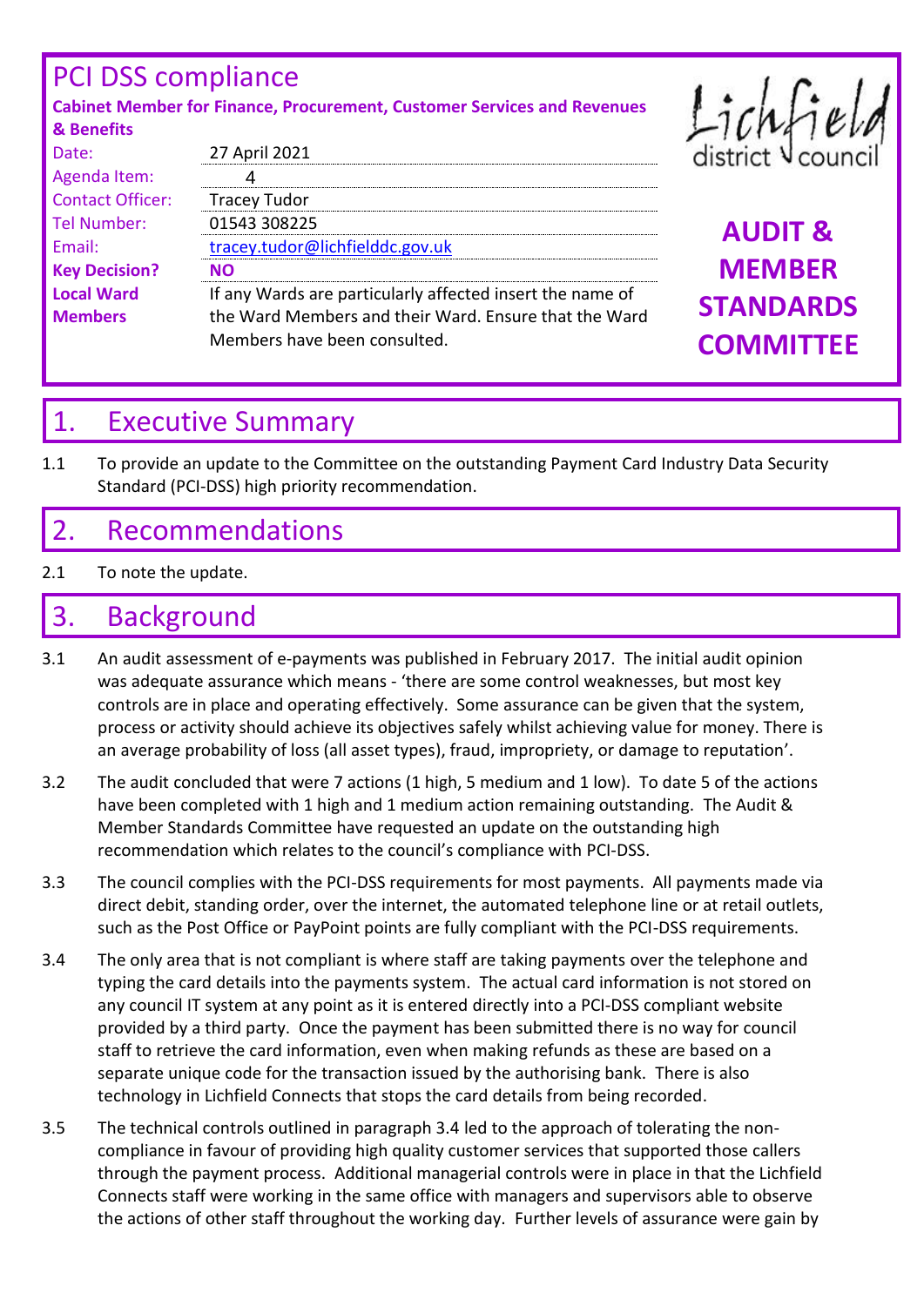# PCI DSS compliance

**Cabinet Member for Finance, Procurement, Customer Services and Revenues & Benefits**

Lichfield district council

**AUDIT & MEMBER STANDARDS COMMITTEE**

| | |
|---|---|
| Date: | 27 April 2021 |
| Agenda Item: | 4 |
| Contact Officer: | Tracey Tudor |
| Tel Number: | 01543 308225 |
| Email: | tracey.tudor@lichfielddc.gov.uk |
| **Key Decision?** | **NO** |
| **Local Ward Members** | If any Wards are particularly affected insert the name of the Ward Members and their Ward. Ensure that the Ward Members have been consulted. |

## 1. Executive Summary

1.1 To provide an update to the Committee on the outstanding Payment Card Industry Data Security Standard (PCI-DSS) high priority recommendation.

## 2. Recommendations

2.1 To note the update.

## 3. Background

3.1 An audit assessment of e-payments was published in February 2017. The initial audit opinion was adequate assurance which means - 'there are some control weaknesses, but most key controls are in place and operating effectively. Some assurance can be given that the system, process or activity should achieve its objectives safely whilst achieving value for money. There is an average probability of loss (all asset types), fraud, impropriety, or damage to reputation'.

3.2 The audit concluded that were 7 actions (1 high, 5 medium and 1 low). To date 5 of the actions have been completed with 1 high and 1 medium action remaining outstanding. The Audit & Member Standards Committee have requested an update on the outstanding high recommendation which relates to the council's compliance with PCI-DSS.

3.3 The council complies with the PCI-DSS requirements for most payments. All payments made via direct debit, standing order, over the internet, the automated telephone line or at retail outlets, such as the Post Office or PayPoint points are fully compliant with the PCI-DSS requirements.

3.4 The only area that is not compliant is where staff are taking payments over the telephone and typing the card details into the payments system. The actual card information is not stored on any council IT system at any point as it is entered directly into a PCI-DSS compliant website provided by a third party. Once the payment has been submitted there is no way for council staff to retrieve the card information, even when making refunds as these are based on a separate unique code for the transaction issued by the authorising bank. There is also technology in Lichfield Connects that stops the card details from being recorded.

3.5 The technical controls outlined in paragraph 3.4 led to the approach of tolerating the non-compliance in favour of providing high quality customer services that supported those callers through the payment process. Additional managerial controls were in place in that the Lichfield Connects staff were working in the same office with managers and supervisors able to observe the actions of other staff throughout the working day. Further levels of assurance were gain by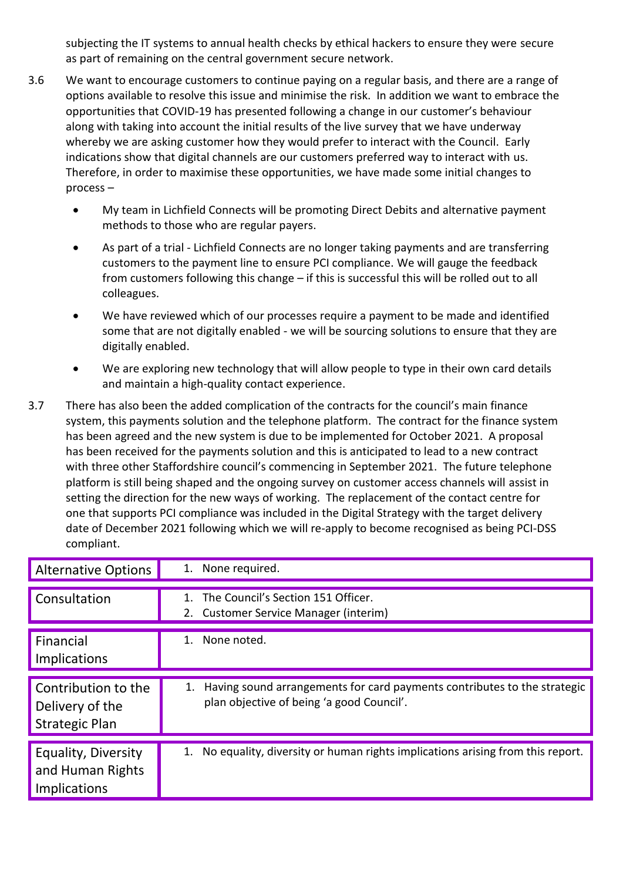subjecting the IT systems to annual health checks by ethical hackers to ensure they were secure as part of remaining on the central government secure network.

3.6 We want to encourage customers to continue paying on a regular basis, and there are a range of options available to resolve this issue and minimise the risk. In addition we want to embrace the opportunities that COVID-19 has presented following a change in our customer's behaviour along with taking into account the initial results of the live survey that we have underway whereby we are asking customer how they would prefer to interact with the Council. Early indications show that digital channels are our customers preferred way to interact with us. Therefore, in order to maximise these opportunities, we have made some initial changes to process –

- My team in Lichfield Connects will be promoting Direct Debits and alternative payment methods to those who are regular payers.
- As part of a trial - Lichfield Connects are no longer taking payments and are transferring customers to the payment line to ensure PCI compliance. We will gauge the feedback from customers following this change – if this is successful this will be rolled out to all colleagues.
- We have reviewed which of our processes require a payment to be made and identified some that are not digitally enabled - we will be sourcing solutions to ensure that they are digitally enabled.
- We are exploring new technology that will allow people to type in their own card details and maintain a high-quality contact experience.

3.7 There has also been the added complication of the contracts for the council's main finance system, this payments solution and the telephone platform. The contract for the finance system has been agreed and the new system is due to be implemented for October 2021. A proposal has been received for the payments solution and this is anticipated to lead to a new contract with three other Staffordshire council's commencing in September 2021. The future telephone platform is still being shaped and the ongoing survey on customer access channels will assist in setting the direction for the new ways of working. The replacement of the contact centre for one that supports PCI compliance was included in the Digital Strategy with the target delivery date of December 2021 following which we will re-apply to become recognised as being PCI-DSS compliant.

| | |
|---|---|
| Alternative Options | 1. None required. |
| Consultation | 1. The Council's Section 151 Officer.<br>2. Customer Service Manager (interim) |
| Financial Implications | 1. None noted. |
| Contribution to the Delivery of the Strategic Plan | 1. Having sound arrangements for card payments contributes to the strategic plan objective of being 'a good Council'. |
| Equality, Diversity and Human Rights Implications | 1. No equality, diversity or human rights implications arising from this report. |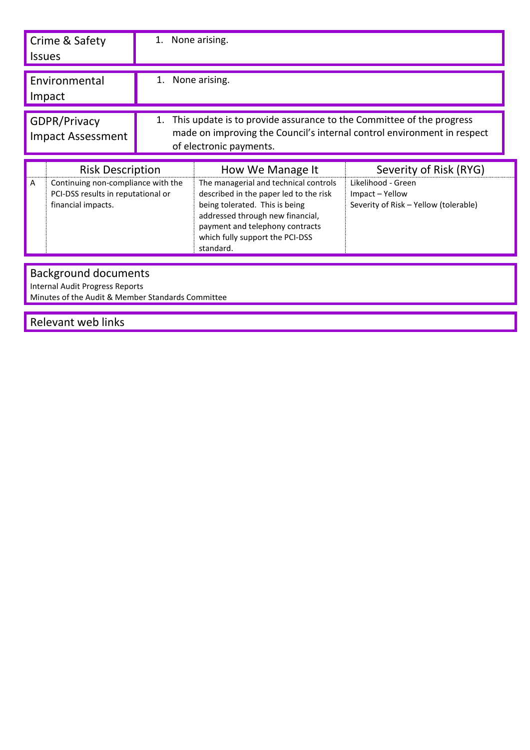| | |
|---|---|
| Crime & Safety Issues | 1. None arising. |

| | |
|---|---|
| Environmental Impact | 1. None arising. |

| | |
|---|---|
| GDPR/Privacy Impact Assessment | 1. This update is to provide assurance to the Committee of the progress made on improving the Council's internal control environment in respect of electronic payments. |

| | Risk Description | How We Manage It | Severity of Risk (RYG) |
|---|---|---|---|
| A | Continuing non-compliance with the PCI-DSS results in reputational or financial impacts. | The managerial and technical controls described in the paper led to the risk being tolerated. This is being addressed through new financial, payment and telephony contracts which fully support the PCI-DSS standard. | Likelihood - Green<br>Impact – Yellow<br>Severity of Risk – Yellow (tolerable) |

## Background documents

Internal Audit Progress Reports
Minutes of the Audit & Member Standards Committee

## Relevant web links